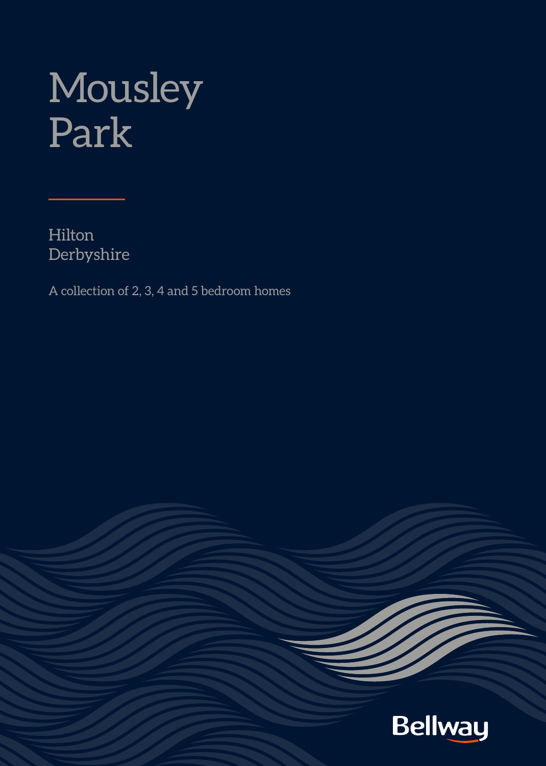# Mousley Park

Hilton
Derbyshire

A collection of 2, 3, 4 and 5 bedroom homes

Bellway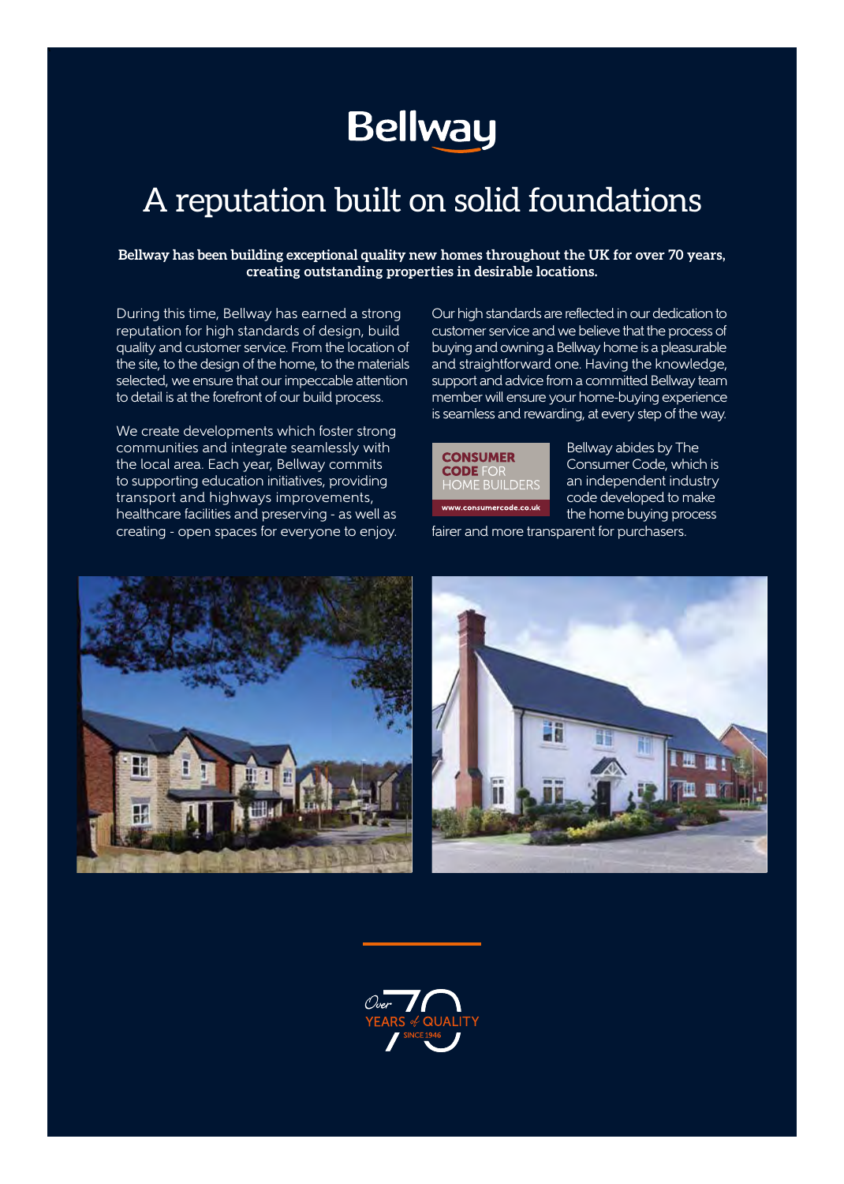Bellway

# A reputation built on solid foundations

**Bellway has been building exceptional quality new homes throughout the UK for over 70 years, creating outstanding properties in desirable locations.**

During this time, Bellway has earned a strong reputation for high standards of design, build quality and customer service. From the location of the site, to the design of the home, to the materials selected, we ensure that our impeccable attention to detail is at the forefront of our build process.

We create developments which foster strong communities and integrate seamlessly with the local area. Each year, Bellway commits to supporting education initiatives, providing transport and highways improvements, healthcare facilities and preserving - as well as creating - open spaces for everyone to enjoy.

Our high standards are reflected in our dedication to customer service and we believe that the process of buying and owning a Bellway home is a pleasurable and straightforward one. Having the knowledge, support and advice from a committed Bellway team member will ensure your home-buying experience is seamless and rewarding, at every step of the way.

CONSUMER CODE FOR HOME BUILDERS
www.consumercode.co.uk

Bellway abides by The Consumer Code, which is an independent industry code developed to make the home buying process fairer and more transparent for purchasers.

Over 70 YEARS of QUALITY SINCE 1946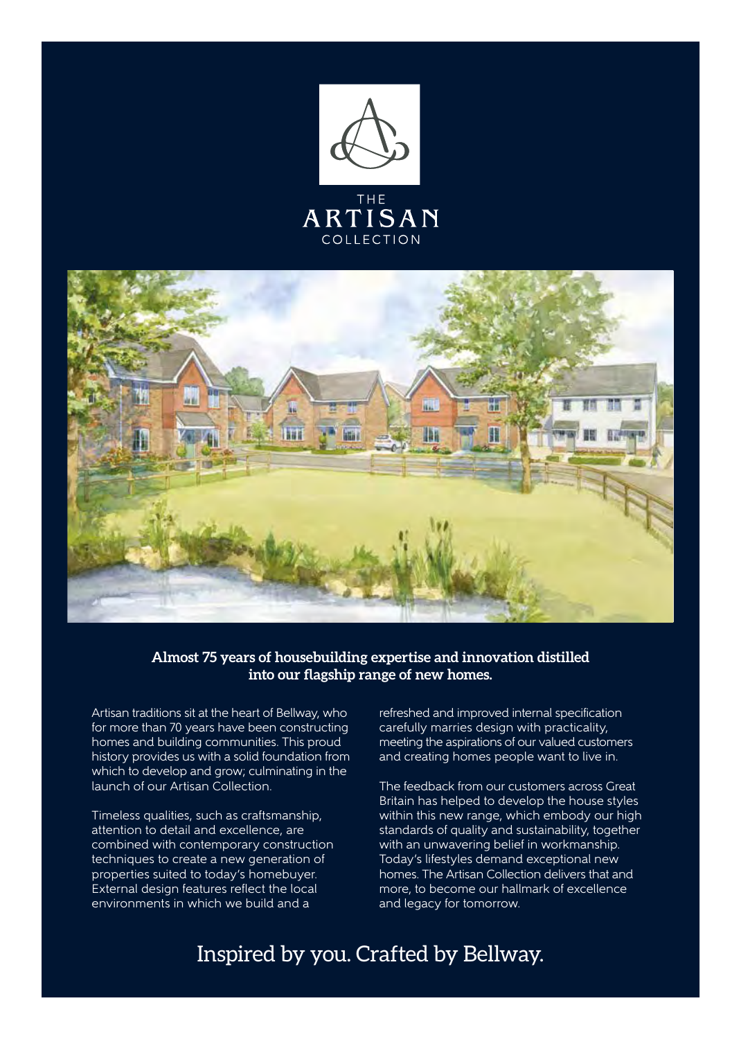THE
# ARTISAN
COLLECTION

**Almost 75 years of housebuilding expertise and innovation distilled into our flagship range of new homes.**

Artisan traditions sit at the heart of Bellway, who for more than 70 years have been constructing homes and building communities. This proud history provides us with a solid foundation from which to develop and grow; culminating in the launch of our Artisan Collection.

Timeless qualities, such as craftsmanship, attention to detail and excellence, are combined with contemporary construction techniques to create a new generation of properties suited to today's homebuyer. External design features reflect the local environments in which we build and a refreshed and improved internal specification carefully marries design with practicality, meeting the aspirations of our valued customers and creating homes people want to live in.

The feedback from our customers across Great Britain has helped to develop the house styles within this new range, which embody our high standards of quality and sustainability, together with an unwavering belief in workmanship. Today's lifestyles demand exceptional new homes. The Artisan Collection delivers that and more, to become our hallmark of excellence and legacy for tomorrow.

## Inspired by you. Crafted by Bellway.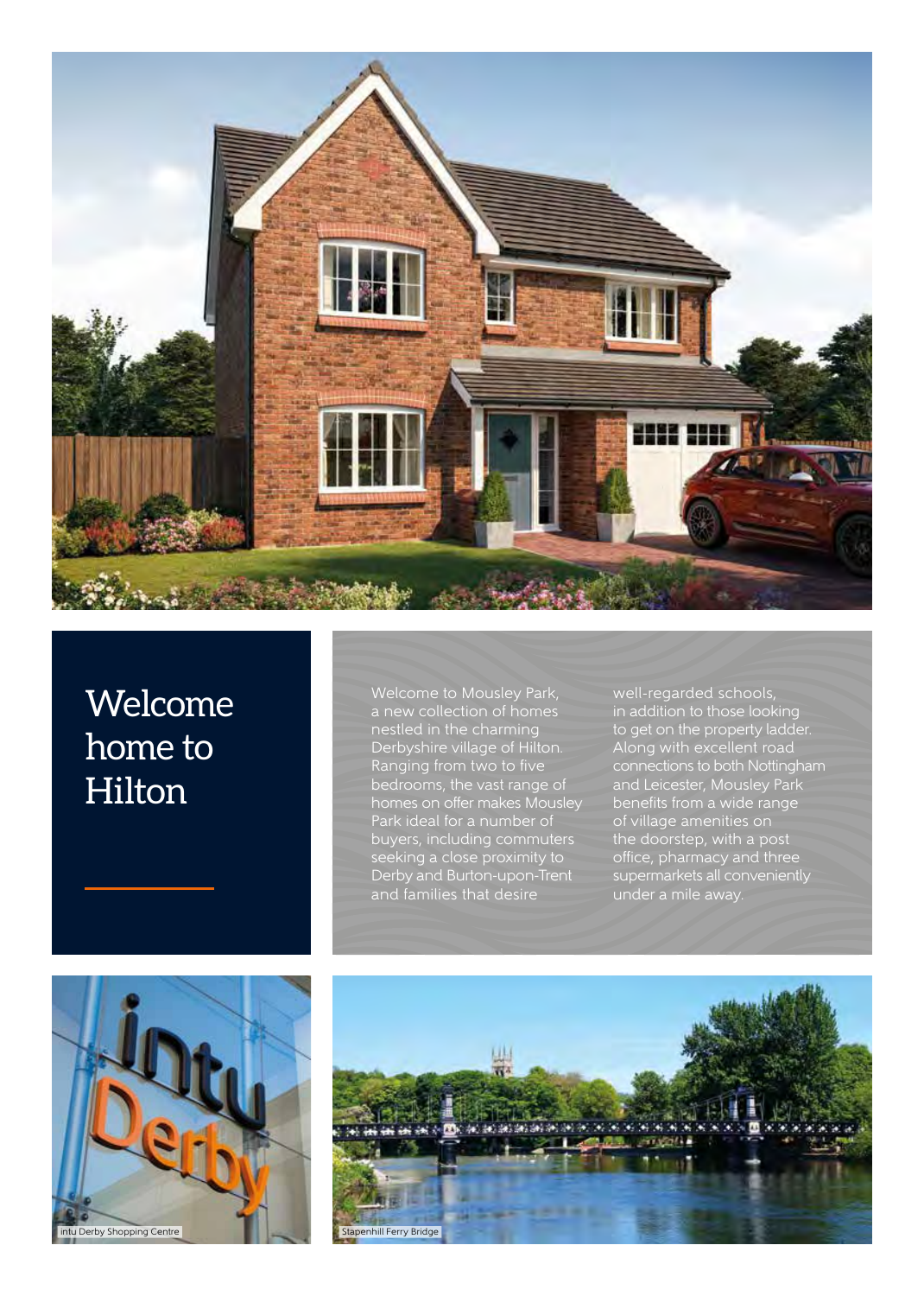# Welcome home to Hilton

Welcome to Mousley Park, a new collection of homes nestled in the charming Derbyshire village of Hilton. Ranging from two to five bedrooms, the vast range of homes on offer makes Mousley Park ideal for a number of buyers, including commuters seeking a close proximity to Derby and Burton-upon-Trent and families that desire well-regarded schools, in addition to those looking to get on the property ladder. Along with excellent road connections to both Nottingham and Leicester, Mousley Park benefits from a wide range of village amenities on the doorstep, with a post office, pharmacy and three supermarkets all conveniently under a mile away.

intu Derby Shopping Centre

Stapenhill Ferry Bridge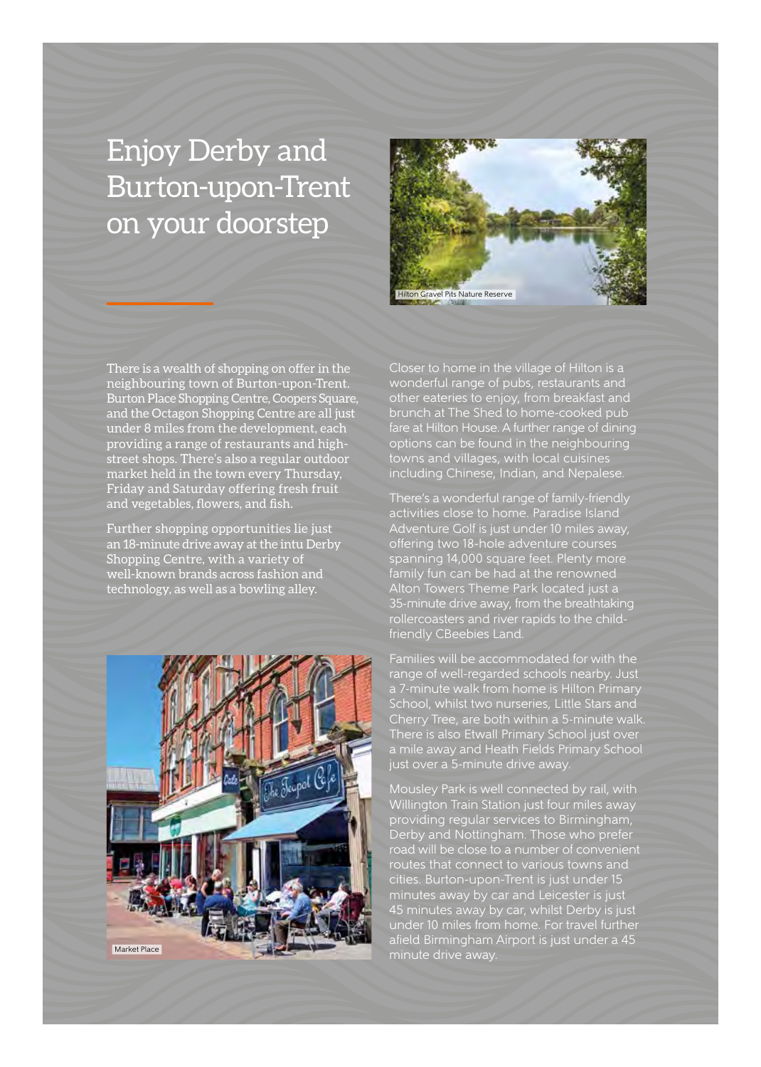# Enjoy Derby and Burton-upon-Trent on your doorstep

Hilton Gravel Pits Nature Reserve

There is a wealth of shopping on offer in the neighbouring town of Burton-upon-Trent. Burton Place Shopping Centre, Coopers Square, and the Octagon Shopping Centre are all just under 8 miles from the development, each providing a range of restaurants and high-street shops. There's also a regular outdoor market held in the town every Thursday, Friday and Saturday offering fresh fruit and vegetables, flowers, and fish.

Further shopping opportunities lie just an 18-minute drive away at the intu Derby Shopping Centre, with a variety of well-known brands across fashion and technology, as well as a bowling alley.

Market Place

Closer to home in the village of Hilton is a wonderful range of pubs, restaurants and other eateries to enjoy, from breakfast and brunch at The Shed to home-cooked pub fare at Hilton House. A further range of dining options can be found in the neighbouring towns and villages, with local cuisines including Chinese, Indian, and Nepalese.

There's a wonderful range of family-friendly activities close to home. Paradise Island Adventure Golf is just under 10 miles away, offering two 18-hole adventure courses spanning 14,000 square feet. Plenty more family fun can be had at the renowned Alton Towers Theme Park located just a 35-minute drive away, from the breathtaking rollercoasters and river rapids to the child-friendly CBeebies Land.

Families will be accommodated for with the range of well-regarded schools nearby. Just a 7-minute walk from home is Hilton Primary School, whilst two nurseries, Little Stars and Cherry Tree, are both within a 5-minute walk. There is also Etwall Primary School just over a mile away and Heath Fields Primary School just over a 5-minute drive away.

Mousley Park is well connected by rail, with Willington Train Station just four miles away providing regular services to Birmingham, Derby and Nottingham. Those who prefer road will be close to a number of convenient routes that connect to various towns and cities. Burton-upon-Trent is just under 15 minutes away by car and Leicester is just 45 minutes away by car, whilst Derby is just under 10 miles from home. For travel further afield Birmingham Airport is just under a 45 minute drive away.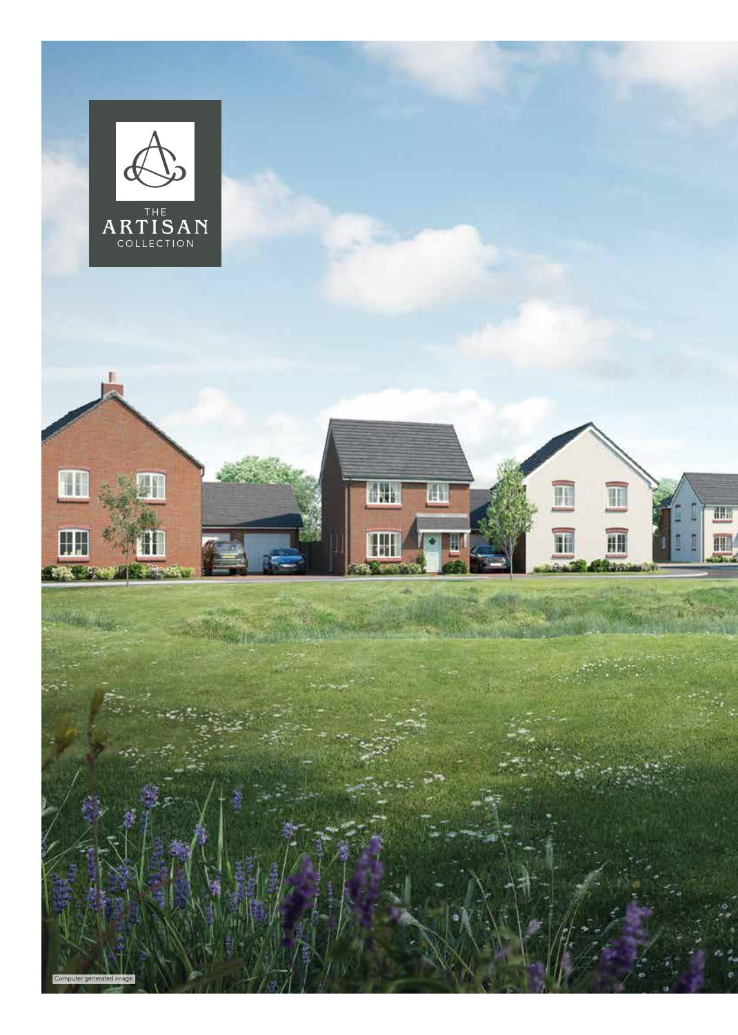THE
ARTISAN
COLLECTION

Computer generated image.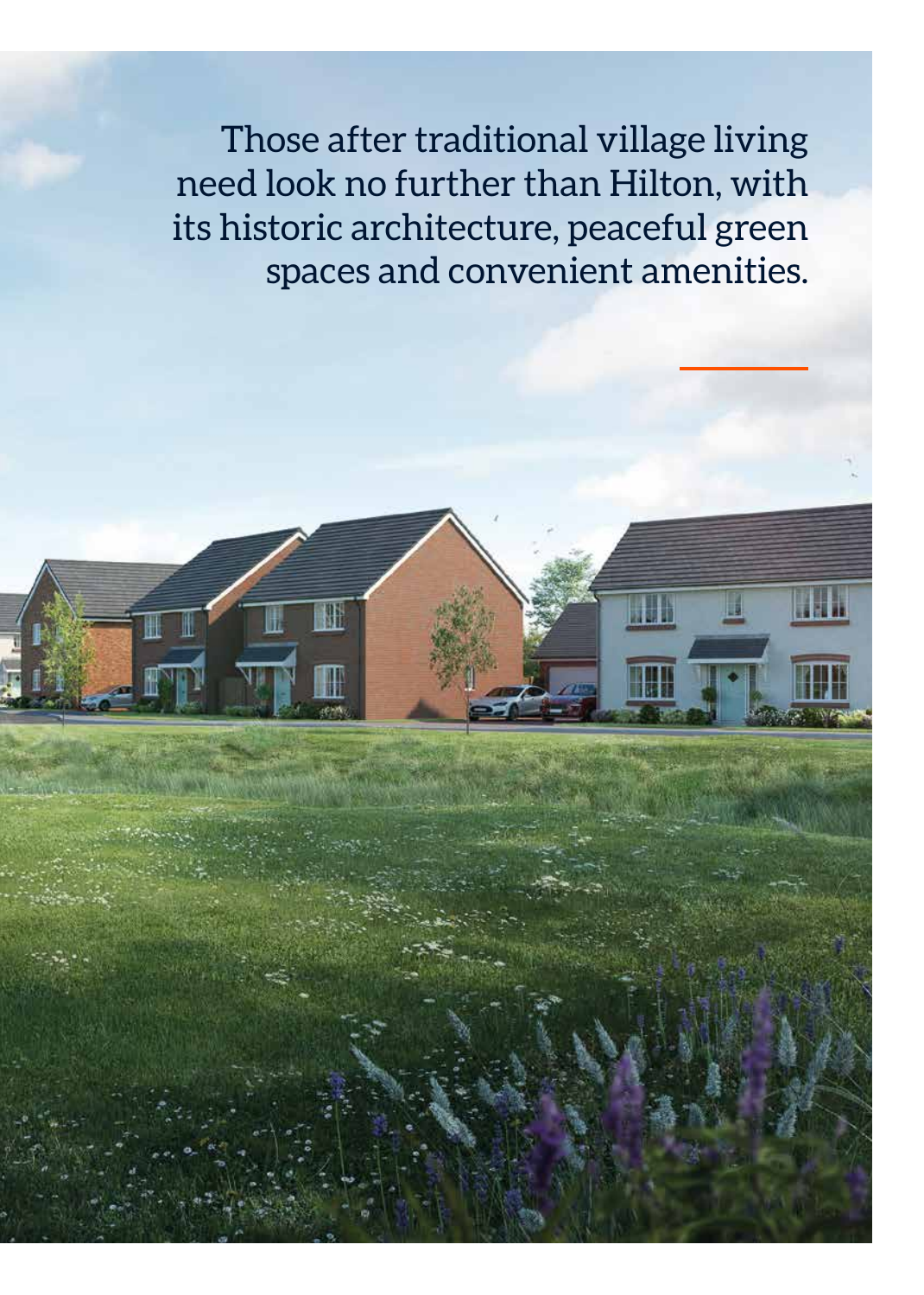Those after traditional village living need look no further than Hilton, with its historic architecture, peaceful green spaces and convenient amenities.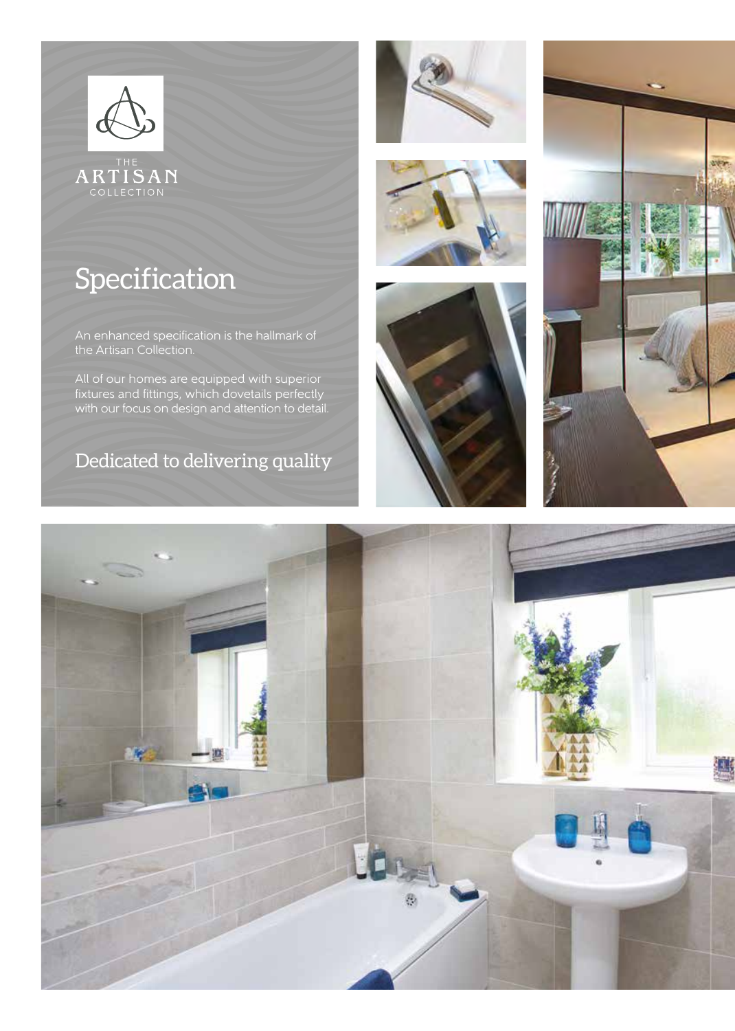THE ARTISAN COLLECTION

# Specification

An enhanced specification is the hallmark of the Artisan Collection.

All of our homes are equipped with superior fixtures and fittings, which dovetails perfectly with our focus on design and attention to detail.

## Dedicated to delivering quality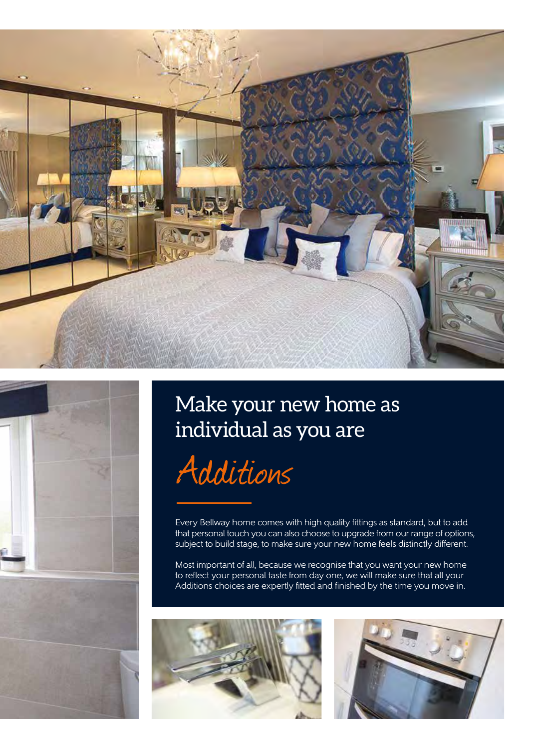# Make your new home as individual as you are

## *Additions*

Every Bellway home comes with high quality fittings as standard, but to add that personal touch you can also choose to upgrade from our range of options, subject to build stage, to make sure your new home feels distinctly different.

Most important of all, because we recognise that you want your new home to reflect your personal taste from day one, we will make sure that all your Additions choices are expertly fitted and finished by the time you move in.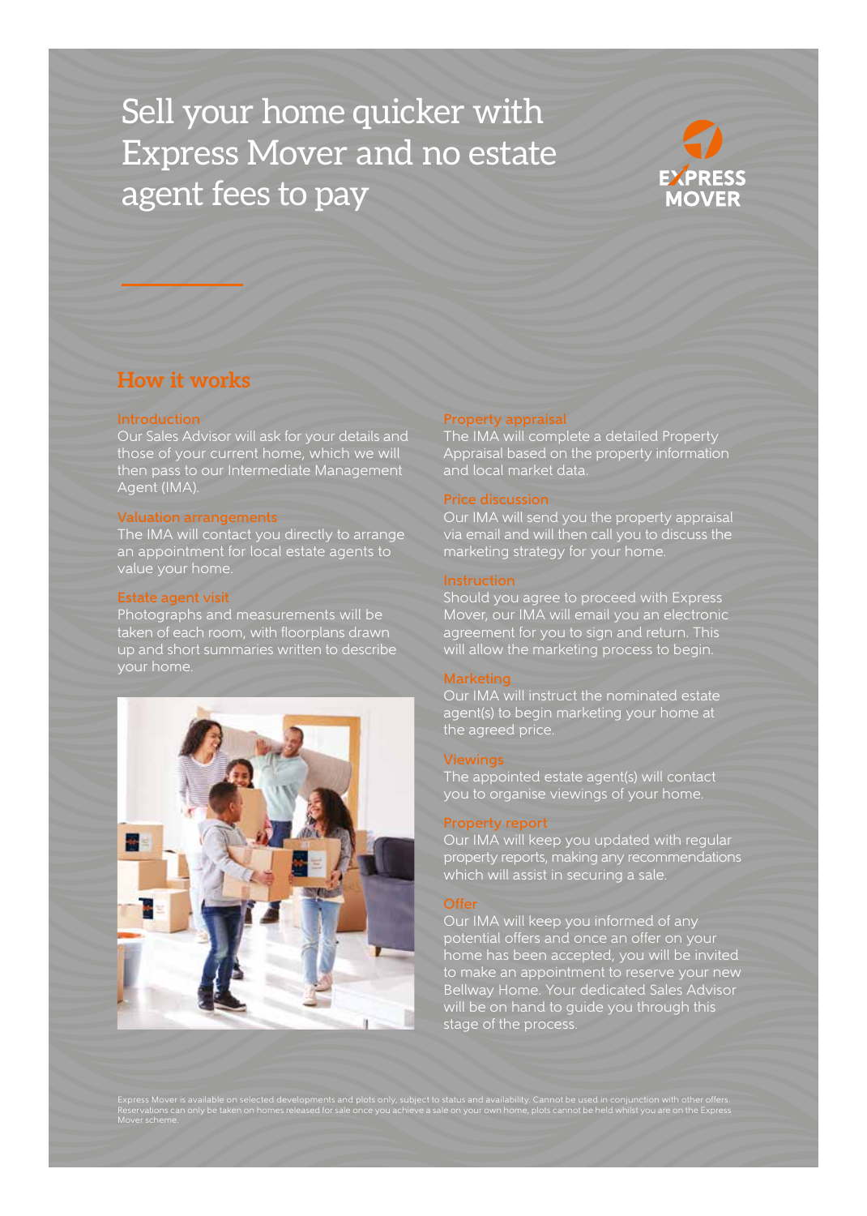# Sell your home quicker with Express Mover and no estate agent fees to pay

EXPRESS MOVER

## How it works

### Introduction

Our Sales Advisor will ask for your details and those of your current home, which we will then pass to our Intermediate Management Agent (IMA).

### Valuation arrangements

The IMA will contact you directly to arrange an appointment for local estate agents to value your home.

### Estate agent visit

Photographs and measurements will be taken of each room, with floorplans drawn up and short summaries written to describe your home.

### Property appraisal

The IMA will complete a detailed Property Appraisal based on the property information and local market data.

### Price discussion

Our IMA will send you the property appraisal via email and will then call you to discuss the marketing strategy for your home.

### Instruction

Should you agree to proceed with Express Mover, our IMA will email you an electronic agreement for you to sign and return. This will allow the marketing process to begin.

### Marketing

Our IMA will instruct the nominated estate agent(s) to begin marketing your home at the agreed price.

### Viewings

The appointed estate agent(s) will contact you to organise viewings of your home.

### Property report

Our IMA will keep you updated with regular property reports, making any recommendations which will assist in securing a sale.

### Offer

Our IMA will keep you informed of any potential offers and once an offer on your home has been accepted, you will be invited to make an appointment to reserve your new Bellway Home. Your dedicated Sales Advisor will be on hand to guide you through this stage of the process.

Express Mover is available on selected developments and plots only, subject to status and availability. Cannot be used in conjunction with other offers. Reservations can only be taken on homes released for sale once you achieve a sale on your own home, plots cannot be held whilst you are on the Express Mover scheme.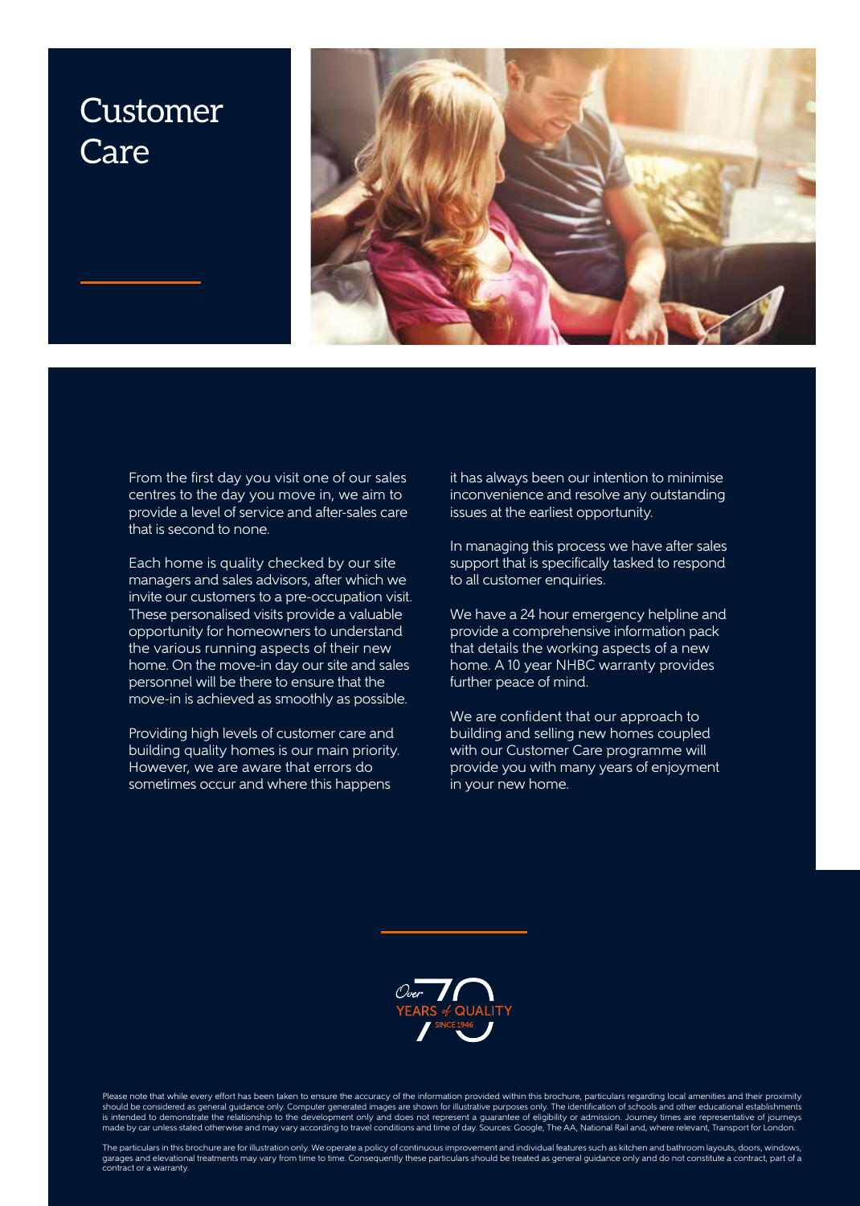# Customer Care

From the first day you visit one of our sales centres to the day you move in, we aim to provide a level of service and after-sales care that is second to none.

Each home is quality checked by our site managers and sales advisors, after which we invite our customers to a pre-occupation visit. These personalised visits provide a valuable opportunity for homeowners to understand the various running aspects of their new home. On the move-in day our site and sales personnel will be there to ensure that the move-in is achieved as smoothly as possible.

Providing high levels of customer care and building quality homes is our main priority. However, we are aware that errors do sometimes occur and where this happens it has always been our intention to minimise inconvenience and resolve any outstanding issues at the earliest opportunity.

In managing this process we have after sales support that is specifically tasked to respond to all customer enquiries.

We have a 24 hour emergency helpline and provide a comprehensive information pack that details the working aspects of a new home. A 10 year NHBC warranty provides further peace of mind.

We are confident that our approach to building and selling new homes coupled with our Customer Care programme will provide you with many years of enjoyment in your new home.

Over 70 YEARS of QUALITY SINCE 1946

Please note that while every effort has been taken to ensure the accuracy of the information provided within this brochure, particulars regarding local amenities and their proximity should be considered as general guidance only. Computer generated images are shown for illustrative purposes only. The identification of schools and other educational establishments is intended to demonstrate the relationship to the development only and does not represent a guarantee of eligibility or admission. Journey times are representative of journeys made by car unless stated otherwise and may vary according to travel conditions and time of day. Sources: Google, The AA, National Rail and, where relevant, Transport for London.

The particulars in this brochure are for illustration only. We operate a policy of continuous improvement and individual features such as kitchen and bathroom layouts, doors, windows, garages and elevational treatments may vary from time to time. Consequently these particulars should be treated as general guidance only and do not constitute a contract, part of a contract or a warranty.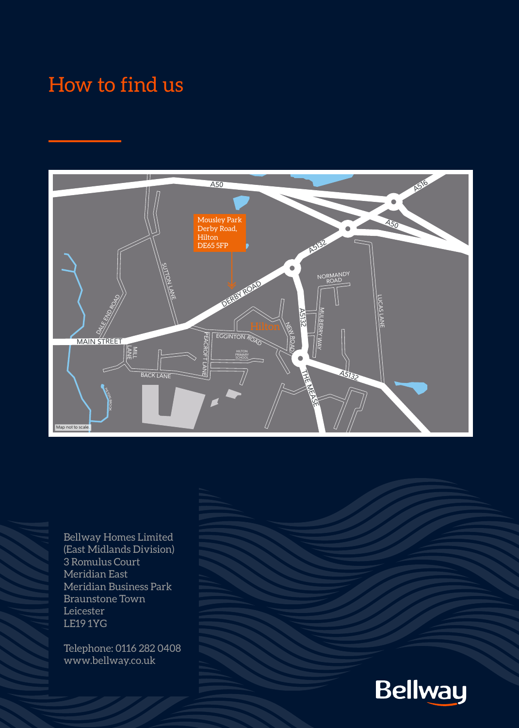# How to find us

Mousley Park
Derby Road,
Hilton
DE65 5FP

A50
A516
A5132
DERBY ROAD
SUTTON LANE
DALE END ROAD
MAIN STREET
NORMANDY ROAD
LUCAS LANE
MULBERRY WAY
NEW ROAD
Hilton
EGGINTON ROAD
PEACROFT LANE
MILL LANE
BACK LANE
HILTON PRIMARY SCHOOL
THE MEASE
HILTON BROOK
Map not to scale

Bellway Homes Limited
(East Midlands Division)
3 Romulus Court
Meridian East
Meridian Business Park
Braunstone Town
Leicester
LE19 1YG

Telephone: 0116 282 0408
www.bellway.co.uk

Bellway